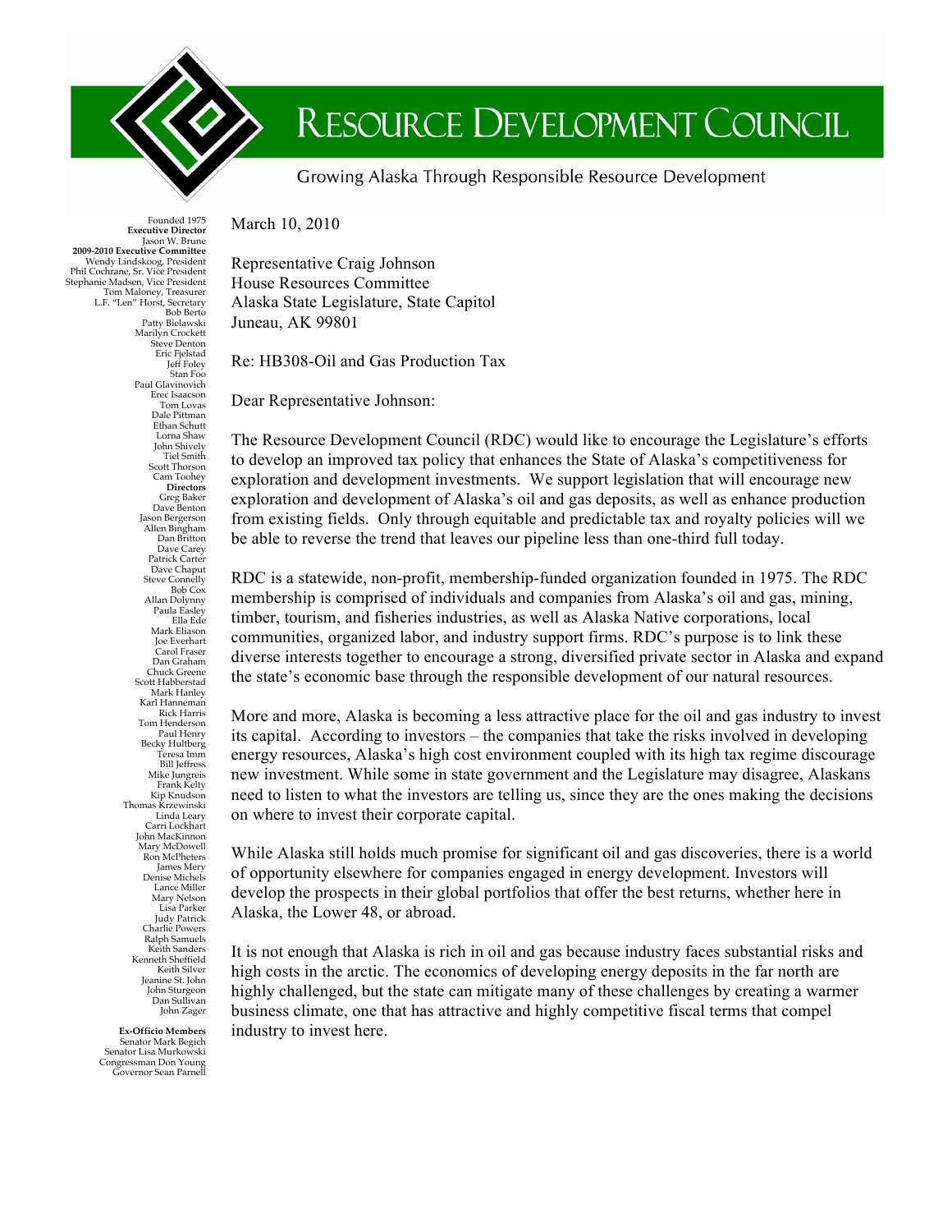# Resource Development Council

Growing Alaska Through Responsible Resource Development

Founded 1975
**Executive Director**
Jason W. Brune
**2009-2010 Executive Committee**
Wendy Lindskoog, President
Phil Cochrane, Sr. Vice President
Stephanie Madsen, Vice President
Tom Maloney, Treasurer
L.F. "Len" Horst, Secretary
Bob Berto
Patty Bielawski
Marilyn Crockett
Steve Denton
Eric Fjelstad
Jeff Foley
Stan Foo
Paul Glavinovich
Erec Isaacson
Tom Lovas
Dale Pittman
Ethan Schutt
Lorna Shaw
John Shively
Tiel Smith
Scott Thorson
Cam Toohey
**Directors**
Greg Baker
Dave Benton
Jason Bergerson
Allen Bingham
Dan Britton
Dave Carey
Patrick Carter
Dave Chaput
Steve Connelly
Bob Cox
Allan Dolynny
Paula Easley
Ella Ede
Mark Eliason
Joe Everhart
Carol Fraser
Dan Graham
Chuck Greene
Scott Habberstad
Mark Hanley
Karl Hanneman
Rick Harris
Tom Henderson
Paul Henry
Becky Hultberg
Teresa Imm
Bill Jeffress
Mike Jungreis
Frank Kelty
Kip Knudson
Thomas Krzewinski
Linda Leary
Carri Lockhart
John MacKinnon
Mary McDowell
Ron McPheters
James Mery
Denise Michels
Lance Miller
Mary Nelson
Lisa Parker
Judy Patrick
Charlie Powers
Ralph Samuels
Keith Sanders
Kenneth Sheffield
Keith Silver
Jeanine St. John
John Sturgeon
Dan Sullivan
John Zager

**Ex-Officio Members**
Senator Mark Begich
Senator Lisa Murkowski
Congressman Don Young
Governor Sean Parnell

March 10, 2010

Representative Craig Johnson
House Resources Committee
Alaska State Legislature, State Capitol
Juneau, AK 99801

Re: HB308-Oil and Gas Production Tax

Dear Representative Johnson:

The Resource Development Council (RDC) would like to encourage the Legislature's efforts to develop an improved tax policy that enhances the State of Alaska's competitiveness for exploration and development investments. We support legislation that will encourage new exploration and development of Alaska's oil and gas deposits, as well as enhance production from existing fields. Only through equitable and predictable tax and royalty policies will we be able to reverse the trend that leaves our pipeline less than one-third full today.

RDC is a statewide, non-profit, membership-funded organization founded in 1975. The RDC membership is comprised of individuals and companies from Alaska's oil and gas, mining, timber, tourism, and fisheries industries, as well as Alaska Native corporations, local communities, organized labor, and industry support firms. RDC's purpose is to link these diverse interests together to encourage a strong, diversified private sector in Alaska and expand the state's economic base through the responsible development of our natural resources.

More and more, Alaska is becoming a less attractive place for the oil and gas industry to invest its capital. According to investors – the companies that take the risks involved in developing energy resources, Alaska's high cost environment coupled with its high tax regime discourage new investment. While some in state government and the Legislature may disagree, Alaskans need to listen to what the investors are telling us, since they are the ones making the decisions on where to invest their corporate capital.

While Alaska still holds much promise for significant oil and gas discoveries, there is a world of opportunity elsewhere for companies engaged in energy development. Investors will develop the prospects in their global portfolios that offer the best returns, whether here in Alaska, the Lower 48, or abroad.

It is not enough that Alaska is rich in oil and gas because industry faces substantial risks and high costs in the arctic. The economics of developing energy deposits in the far north are highly challenged, but the state can mitigate many of these challenges by creating a warmer business climate, one that has attractive and highly competitive fiscal terms that compel industry to invest here.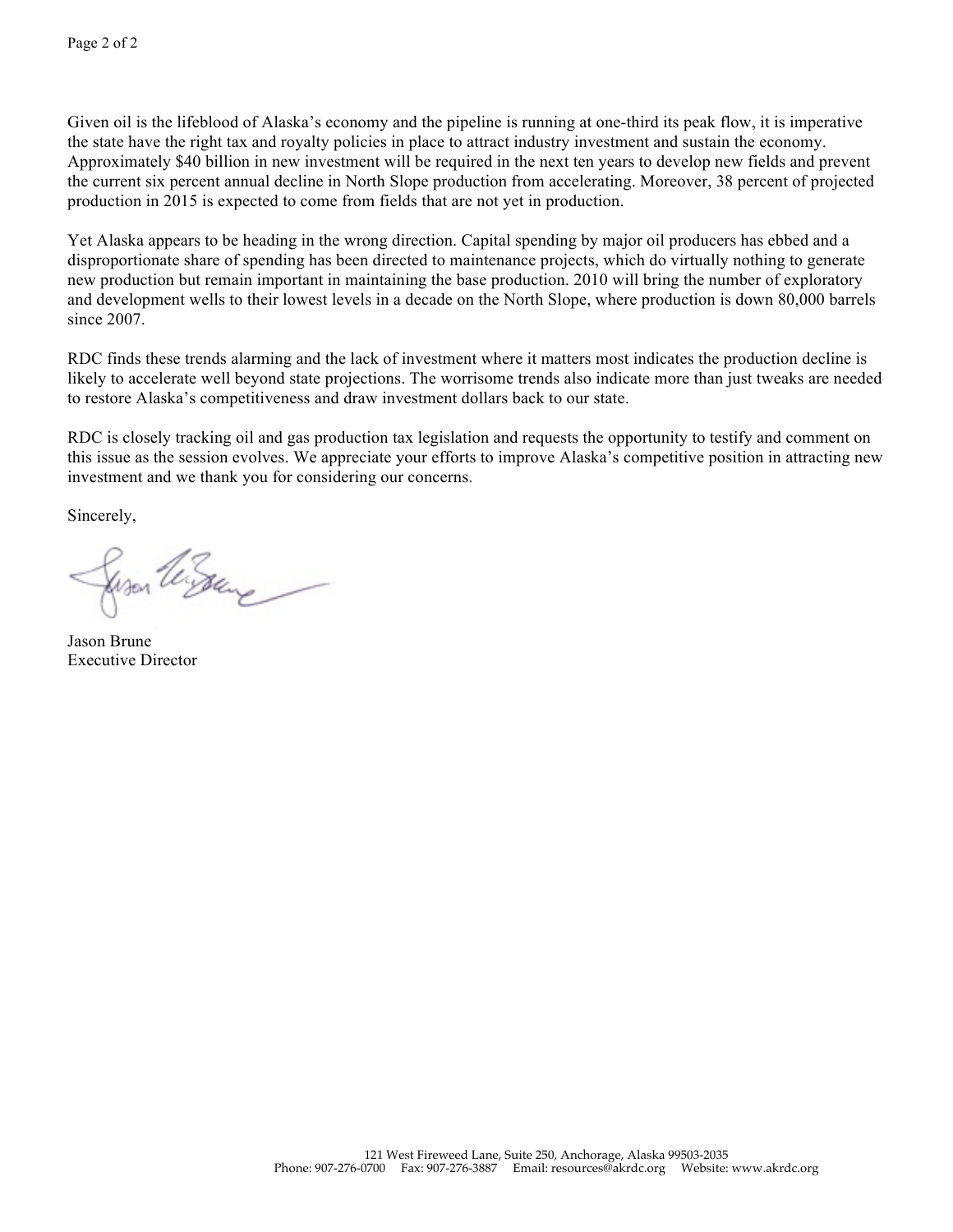Given oil is the lifeblood of Alaska's economy and the pipeline is running at one-third its peak flow, it is imperative the state have the right tax and royalty policies in place to attract industry investment and sustain the economy. Approximately $40 billion in new investment will be required in the next ten years to develop new fields and prevent the current six percent annual decline in North Slope production from accelerating. Moreover, 38 percent of projected production in 2015 is expected to come from fields that are not yet in production.

Yet Alaska appears to be heading in the wrong direction. Capital spending by major oil producers has ebbed and a disproportionate share of spending has been directed to maintenance projects, which do virtually nothing to generate new production but remain important in maintaining the base production. 2010 will bring the number of exploratory and development wells to their lowest levels in a decade on the North Slope, where production is down 80,000 barrels since 2007.

RDC finds these trends alarming and the lack of investment where it matters most indicates the production decline is likely to accelerate well beyond state projections. The worrisome trends also indicate more than just tweaks are needed to restore Alaska's competitiveness and draw investment dollars back to our state.

RDC is closely tracking oil and gas production tax legislation and requests the opportunity to testify and comment on this issue as the session evolves. We appreciate your efforts to improve Alaska's competitive position in attracting new investment and we thank you for considering our concerns.

Sincerely,

Jason Brune
Executive Director

121 West Fireweed Lane, Suite 250, Anchorage, Alaska 99503-2035
Phone: 907-276-0700 Fax: 907-276-3887 Email: resources@akrdc.org Website: www.akrdc.org